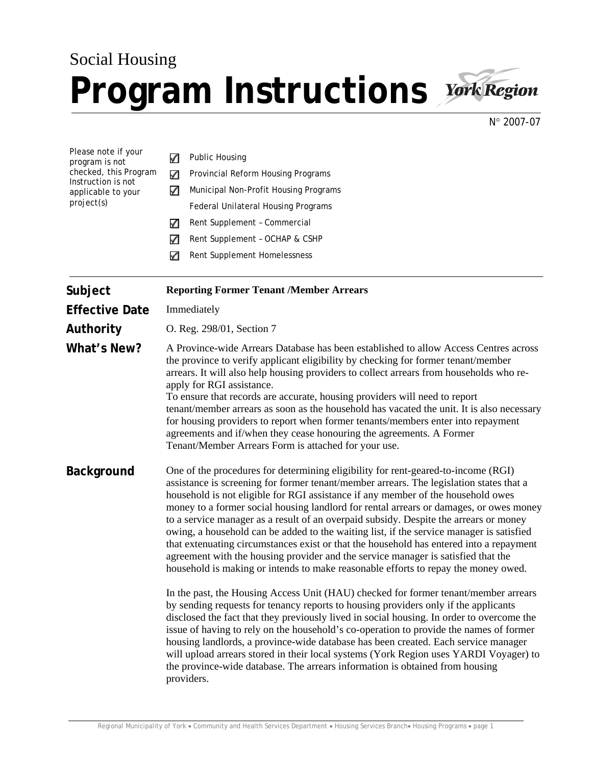Social Housing

# Program Instructions

York Region

N° 2007-07

Please note if your program is not checked, this Program Instruction is not applicable to your project(s)

- ☑ Public Housing
- ☑ Provincial Reform Housing Programs
- ☑ Municipal Non-Profit Housing Programs
- ☐ Federal Unilateral Housing Programs
- ☑ Rent Supplement – Commercial
- ☑ Rent Supplement – OCHAP & CSHP
- ☑ Rent Supplement Homelessness

**Subject** **Reporting Former Tenant /Member Arrears**

**Effective Date** Immediately

**Authority** O. Reg. 298/01, Section 7

## What's New?

A Province-wide Arrears Database has been established to allow Access Centres across the province to verify applicant eligibility by checking for former tenant/member arrears. It will also help housing providers to collect arrears from households who re-apply for RGI assistance.

To ensure that records are accurate, housing providers will need to report tenant/member arrears as soon as the household has vacated the unit. It is also necessary for housing providers to report when former tenants/members enter into repayment agreements and if/when they cease honouring the agreements. A Former Tenant/Member Arrears Form is attached for your use.

## Background

One of the procedures for determining eligibility for rent-geared-to-income (RGI) assistance is screening for former tenant/member arrears. The legislation states that a household is not eligible for RGI assistance if any member of the household owes money to a former social housing landlord for rental arrears or damages, or owes money to a service manager as a result of an overpaid subsidy. Despite the arrears or money owing, a household can be added to the waiting list, if the service manager is satisfied that extenuating circumstances exist or that the household has entered into a repayment agreement with the housing provider and the service manager is satisfied that the household is making or intends to make reasonable efforts to repay the money owed.

In the past, the Housing Access Unit (HAU) checked for former tenant/member arrears by sending requests for tenancy reports to housing providers only if the applicants disclosed the fact that they previously lived in social housing. In order to overcome the issue of having to rely on the household's co-operation to provide the names of former housing landlords, a province-wide database has been created. Each service manager will upload arrears stored in their local systems (York Region uses YARDI Voyager) to the province-wide database. The arrears information is obtained from housing providers.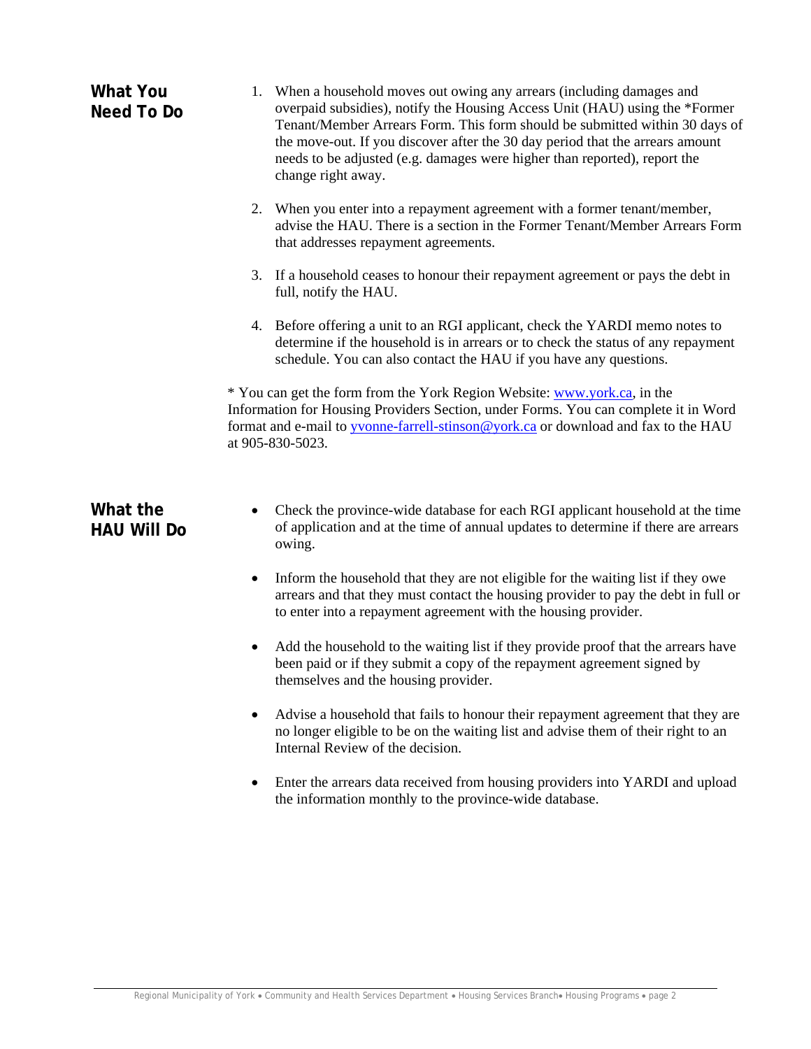## What You Need To Do

1. When a household moves out owing any arrears (including damages and overpaid subsidies), notify the Housing Access Unit (HAU) using the *Former Tenant/Member Arrears Form. This form should be submitted within 30 days of the move-out. If you discover after the 30 day period that the arrears amount needs to be adjusted (e.g. damages were higher than reported), report the change right away.

2. When you enter into a repayment agreement with a former tenant/member, advise the HAU. There is a section in the Former Tenant/Member Arrears Form that addresses repayment agreements.

3. If a household ceases to honour their repayment agreement or pays the debt in full, notify the HAU.

4. Before offering a unit to an RGI applicant, check the YARDI memo notes to determine if the household is in arrears or to check the status of any repayment schedule. You can also contact the HAU if you have any questions.

* You can get the form from the York Region Website: [www.york.ca](http://www.york.ca), in the Information for Housing Providers Section, under Forms. You can complete it in Word format and e-mail to [yvonne-farrell-stinson@york.ca](mailto:yvonne-farrell-stinson@york.ca) or download and fax to the HAU at 905-830-5023.

## What the HAU Will Do

- Check the province-wide database for each RGI applicant household at the time of application and at the time of annual updates to determine if there are arrears owing.

- Inform the household that they are not eligible for the waiting list if they owe arrears and that they must contact the housing provider to pay the debt in full or to enter into a repayment agreement with the housing provider.

- Add the household to the waiting list if they provide proof that the arrears have been paid or if they submit a copy of the repayment agreement signed by themselves and the housing provider.

- Advise a household that fails to honour their repayment agreement that they are no longer eligible to be on the waiting list and advise them of their right to an Internal Review of the decision.

- Enter the arrears data received from housing providers into YARDI and upload the information monthly to the province-wide database.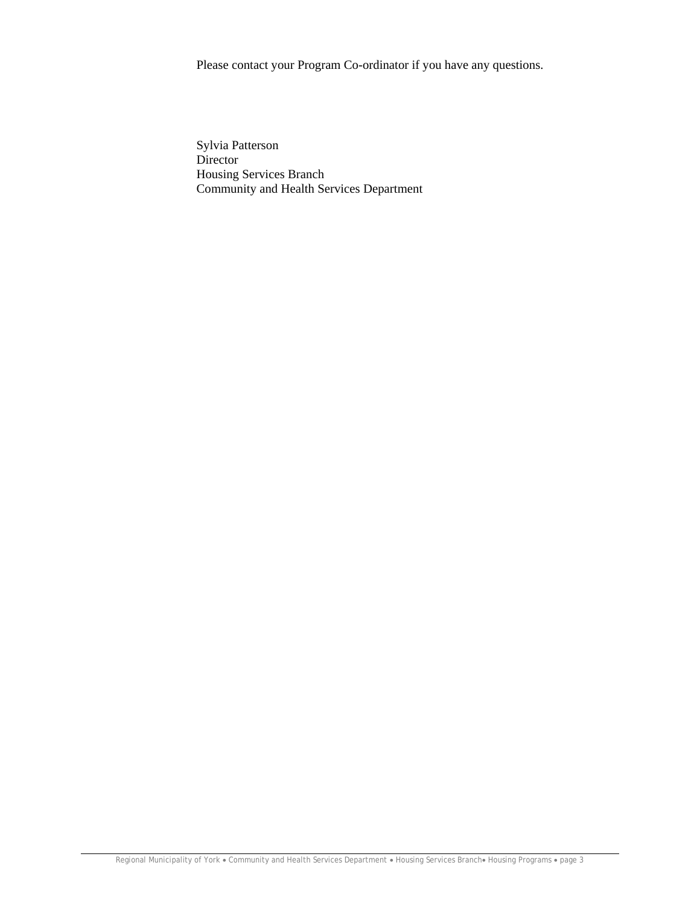Please contact your Program Co-ordinator if you have any questions.

Sylvia Patterson  
Director  
Housing Services Branch  
Community and Health Services Department